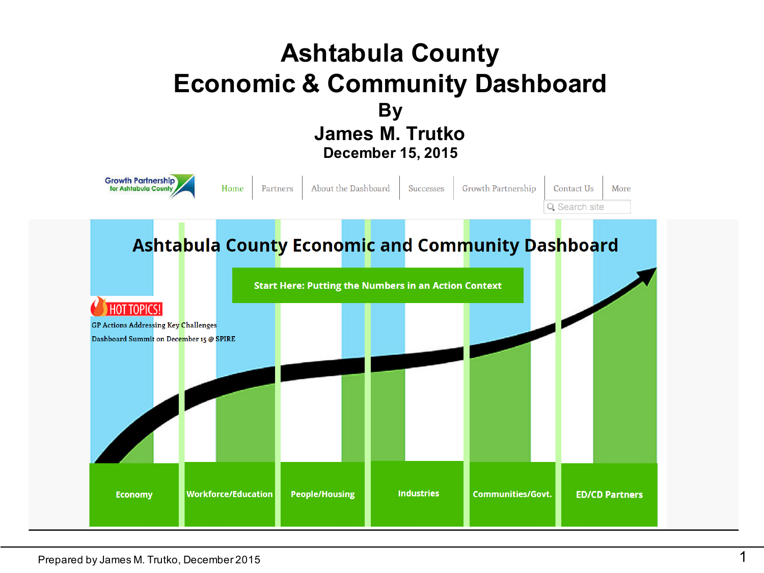# Ashtabula County
# Economic & Community Dashboard

## By

## James M. Trutko

**December 15, 2015**

Growth Partnership for Ashtabula County

Home | Partners | About the Dashboard | Successes | Growth Partnership | Contact Us | More

Search site

## Ashtabula County Economic and Community Dashboard

**Start Here: Putting the Numbers in an Action Context**

HOT TOPICS!

GP Actions Addressing Key Challenges

Dashboard Summit on December 15 @ SPIRE

Economy | Workforce/Education | People/Housing | Industries | Communities/Govt. | ED/CD Partners

Prepared by James M. Trutko, December 2015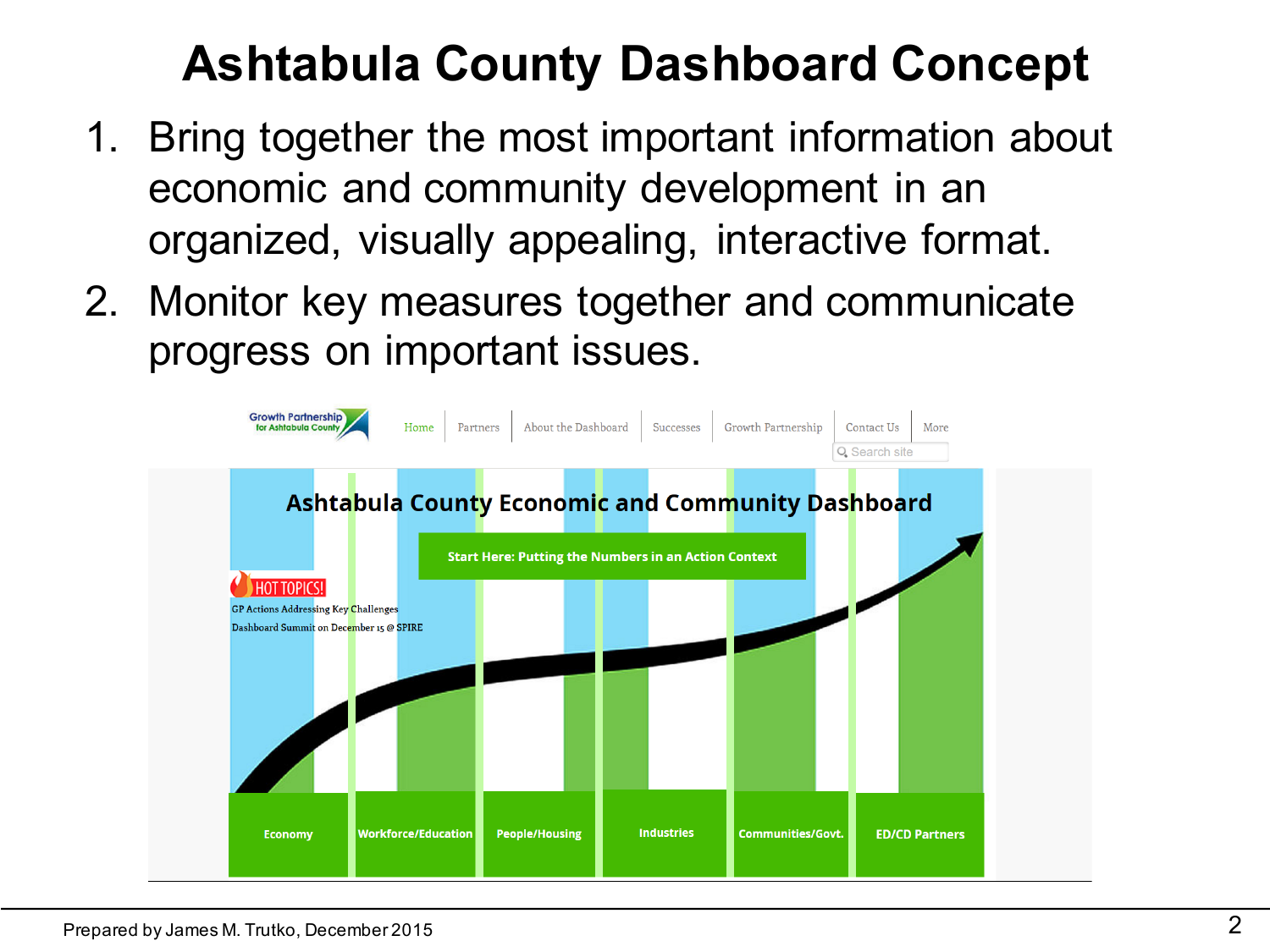# Ashtabula County Dashboard Concept

1. Bring together the most important information about economic and community development in an organized, visually appealing, interactive format.
2. Monitor key measures together and communicate progress on important issues.

Growth Partnership for Ashtabula County

Home | Partners | About the Dashboard | Successes | Growth Partnership | Contact Us | More

Search site

**Ashtabula County Economic and Community Dashboard**

**Start Here: Putting the Numbers in an Action Context**

HOT TOPICS!

GP Actions Addressing Key Challenges

Dashboard Summit on December 15 @ SPIRE

**Economy** | **Workforce/Education** | **People/Housing** | **Industries** | **Communities/Govt.** | **ED/CD Partners**

Prepared by James M. Trutko, December 2015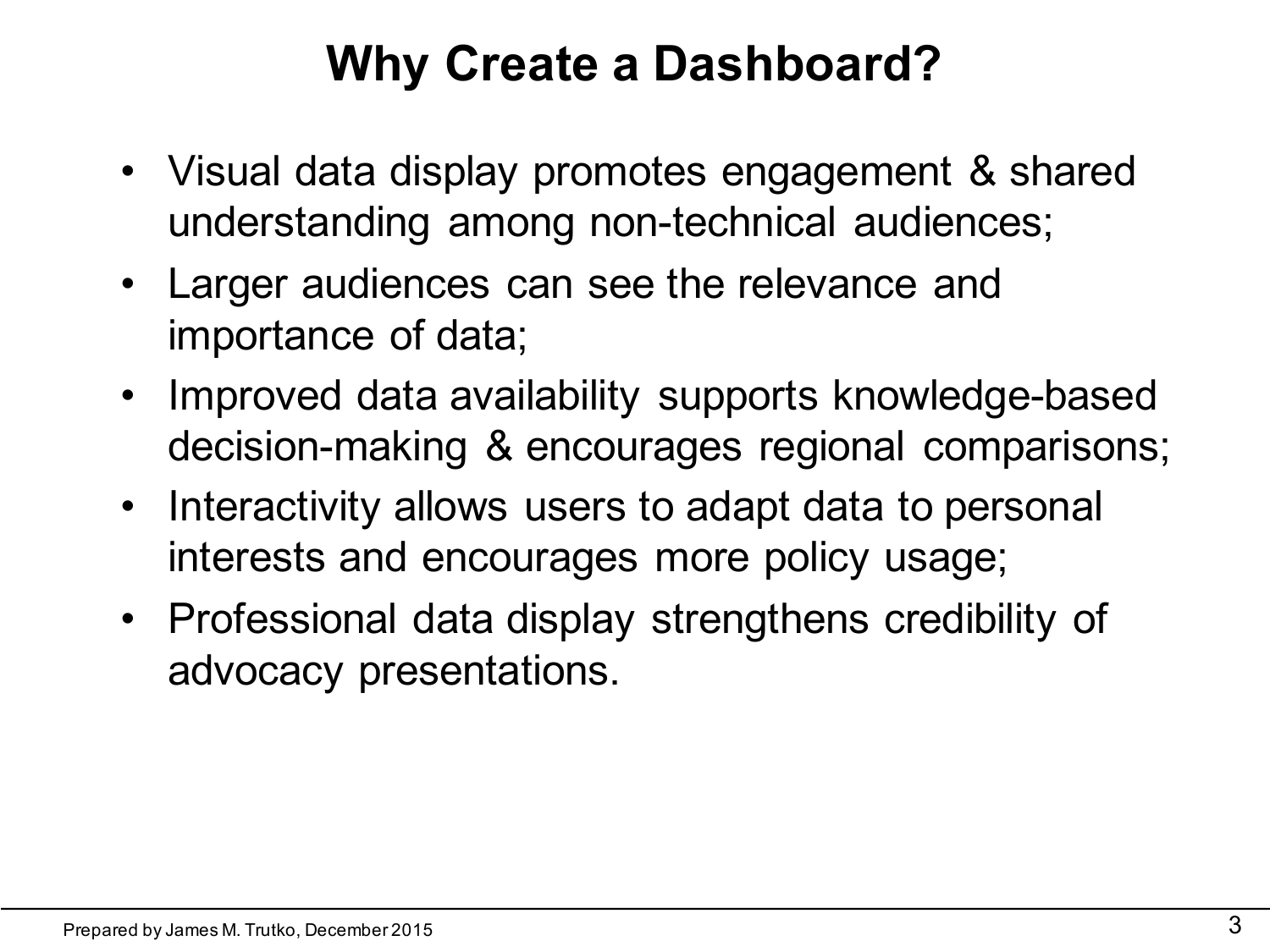# Why Create a Dashboard?

- Visual data display promotes engagement & shared understanding among non-technical audiences;
- Larger audiences can see the relevance and importance of data;
- Improved data availability supports knowledge-based decision-making & encourages regional comparisons;
- Interactivity allows users to adapt data to personal interests and encourages more policy usage;
- Professional data display strengthens credibility of advocacy presentations.

Prepared by James M. Trutko, December 2015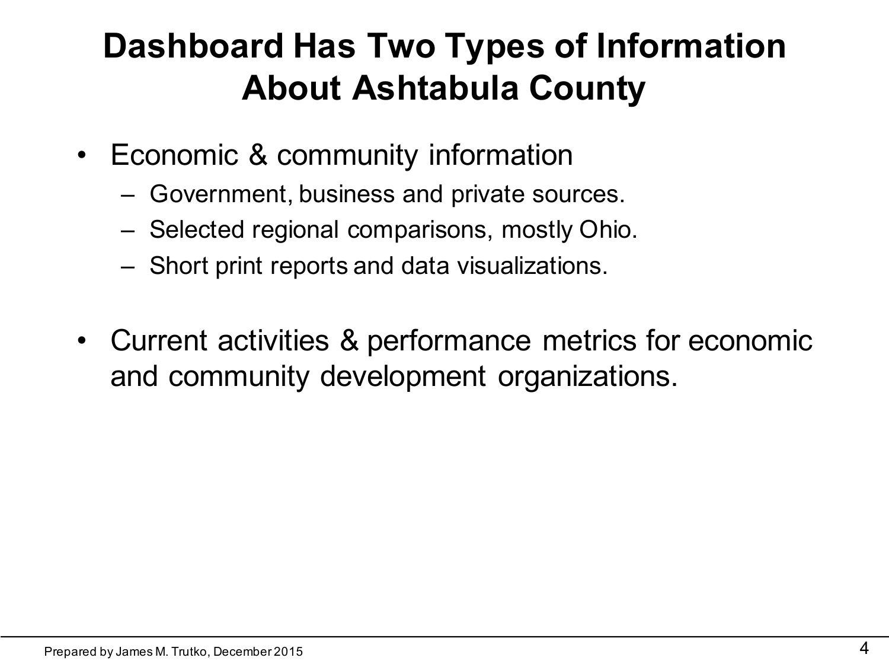# Dashboard Has Two Types of Information About Ashtabula County

- Economic & community information
  - Government, business and private sources.
  - Selected regional comparisons, mostly Ohio.
  - Short print reports and data visualizations.

- Current activities & performance metrics for economic and community development organizations.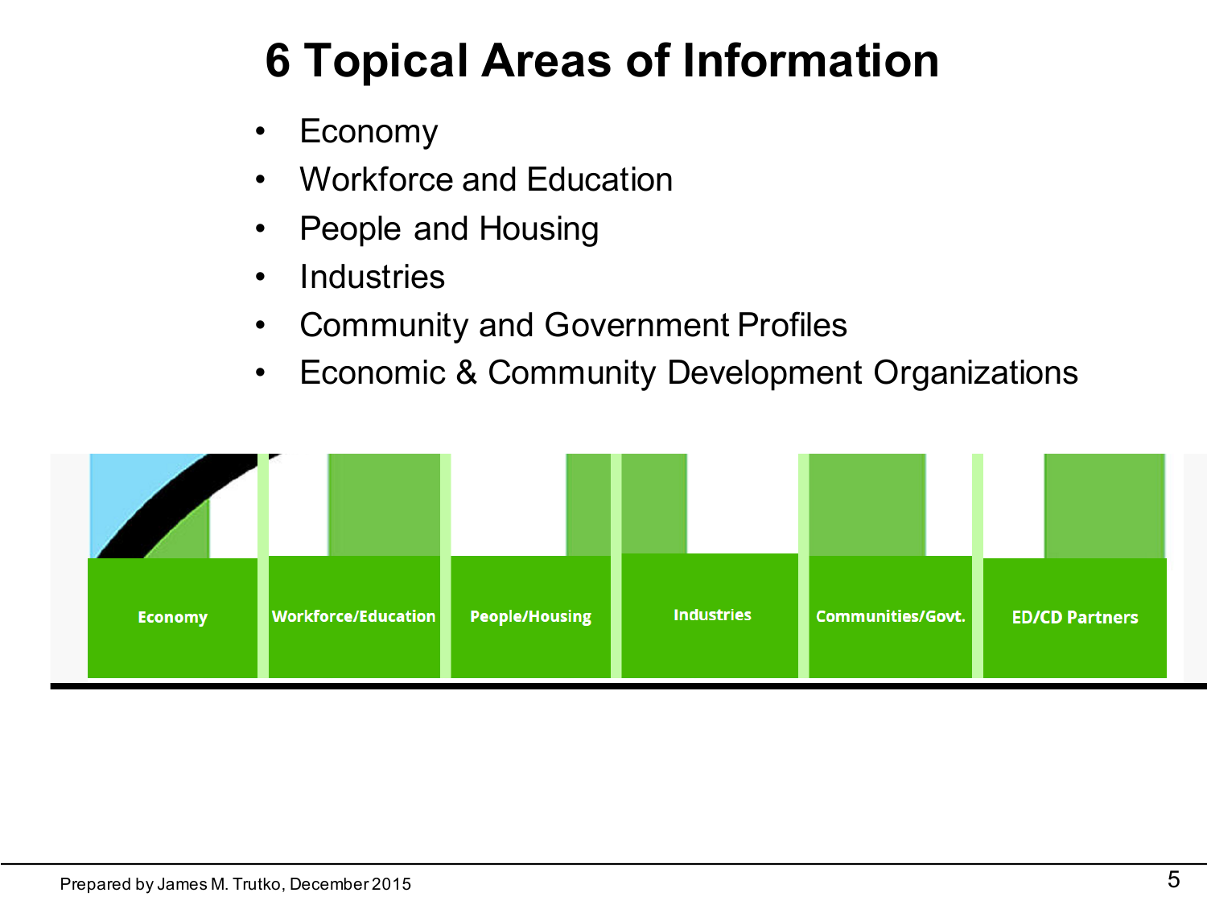# 6 Topical Areas of Information

- Economy
- Workforce and Education
- People and Housing
- Industries
- Community and Government Profiles
- Economic & Community Development Organizations

Economy | Workforce/Education | People/Housing | Industries | Communities/Govt. | ED/CD Partners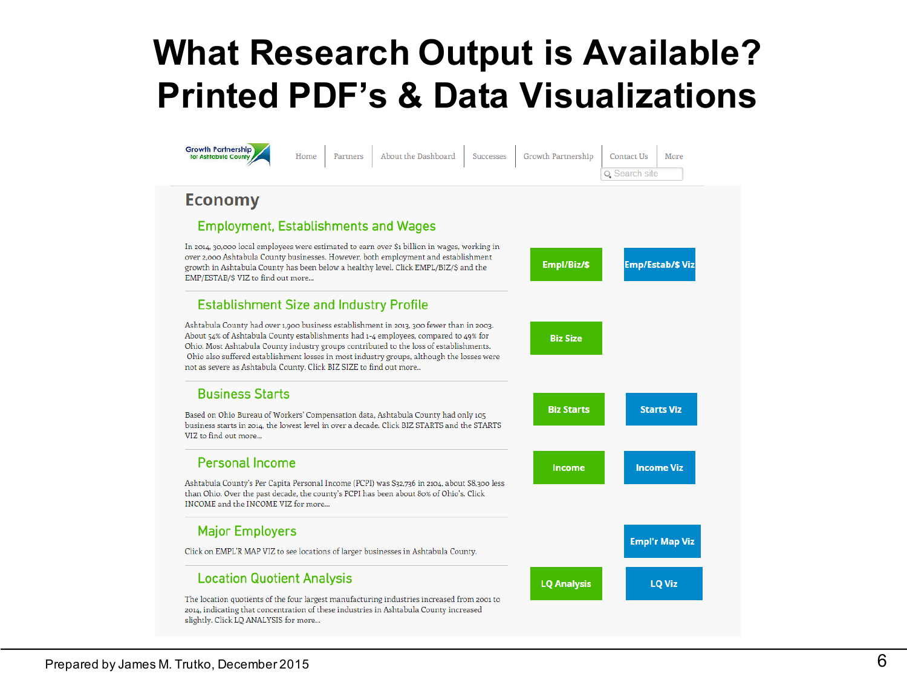# What Research Output is Available? Printed PDF's & Data Visualizations

Growth Partnership for Ashtabula County

Home | Partners | About the Dashboard | Successes | Growth Partnership | Contact Us | More

Search site

## Economy

### Employment, Establishments and Wages

In 2014, 30,000 local employees were estimated to earn over $1 billion in wages, working in over 2,000 Ashtabula County businesses. However, both employment and establishment growth in Ashtabula County has been below a healthy level. Click EMPL/BIZ/$ and the EMP/ESTAB/$ VIZ to find out more...

**Empl/Biz/$** | **Emp/Estab/$ Viz**

### Establishment Size and Industry Profile

Ashtabula County had over 1,900 business establishment in 2013, 300 fewer than in 2003. About 54% of Ashtabula County establishments had 1-4 employees, compared to 49% for Ohio. Most Ashtabula County industry groups contributed to the loss of establishments. Ohio also suffered establishment losses in most industry groups, although the losses were not as severe as Ashtabula County. Click BIZ SIZE to find out more..

**Biz Size**

### Business Starts

Based on Ohio Bureau of Workers' Compensation data, Ashtabula County had only 105 business starts in 2014, the lowest level in over a decade. Click BIZ STARTS and the STARTS VIZ to find out more...

**Biz Starts** | **Starts Viz**

### Personal Income

Ashtabula County's Per Capita Personal Income (PCPI) was $32,736 in 2104, about $8,300 less than Ohio. Over the past decade, the county's PCPI has been about 80% of Ohio's. Click INCOME and the INCOME VIZ for more...

**Income** | **Income Viz**

### Major Employers

Click on EMPL'R MAP VIZ to see locations of larger businesses in Ashtabula County.

**Empl'r Map Viz**

### Location Quotient Analysis

The location quotients of the four largest manufacturing industries increased from 2001 to 2014, indicating that concentration of these industries in Ashtabula County increased slightly. Click LQ ANALYSIS for more...

**LQ Analysis** | **LQ Viz**

Prepared by James M. Trutko, December 2015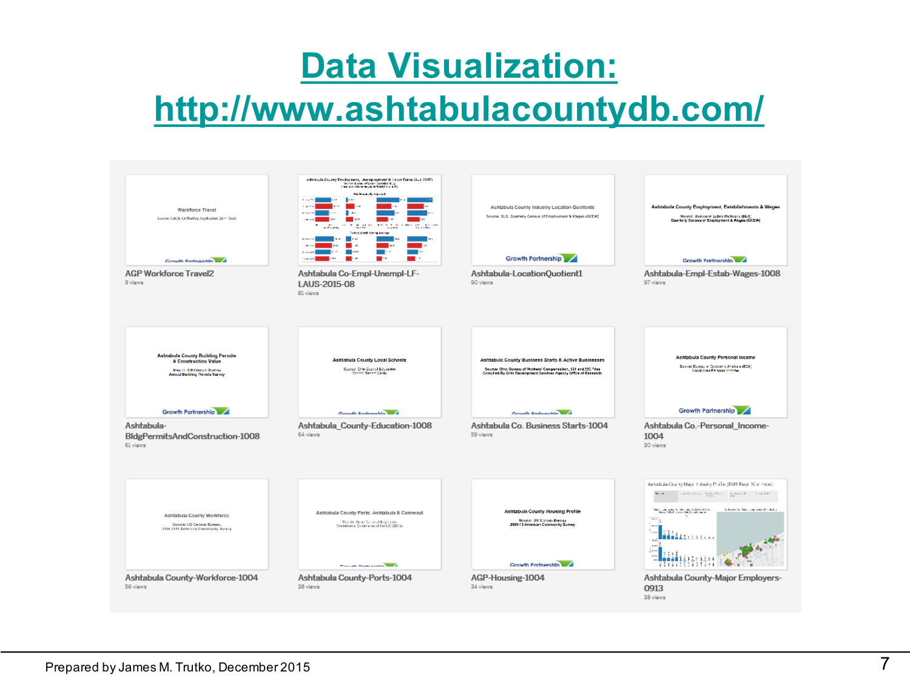# Data Visualization: http://www.ashtabulacountydb.com/

| | | | |
|---|---|---|---|
| AGP Workforce Travel2<br>9 views | Ashtabula Co-Empl-Unempl-LF-LAUS-2015-08<br>81 views | Ashtabula-LocationQuotient1<br>90 views | Ashtabula-Empl-Estab-Wages-1008<br>97 views |
| Ashtabula-BldgPermitsAndConstruction-1008<br>61 views | Ashtabula_County-Education-1008<br>64 views | Ashtabula Co. Business Starts-1004<br>59 views | Ashtabula Co.-Personal_Income-1004<br>30 views |
| Ashtabula County-Workforce-1004<br>56 views | Ashtabula County-Ports-1004<br>38 views | AGP-Housing-1004<br>34 views | Ashtabula County-Major Employers-0913<br>38 views |

Prepared by James M. Trutko, December 2015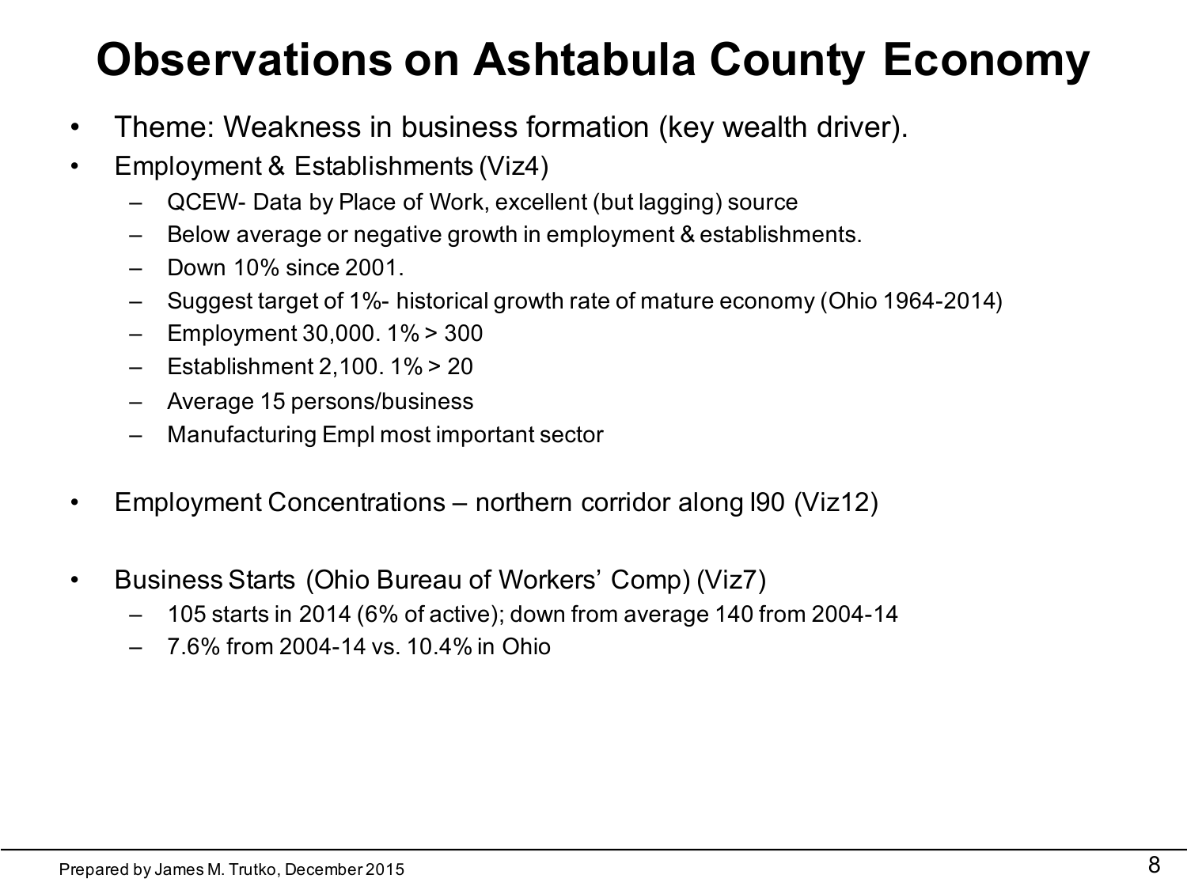# Observations on Ashtabula County Economy

- Theme: Weakness in business formation (key wealth driver).
- Employment & Establishments (Viz4)
  - QCEW- Data by Place of Work, excellent (but lagging) source
  - Below average or negative growth in employment & establishments.
  - Down 10% since 2001.
  - Suggest target of 1%- historical growth rate of mature economy (Ohio 1964-2014)
  - Employment 30,000. 1% > 300
  - Establishment 2,100. 1% > 20
  - Average 15 persons/business
  - Manufacturing Empl most important sector

- Employment Concentrations – northern corridor along I90 (Viz12)

- Business Starts (Ohio Bureau of Workers' Comp) (Viz7)
  - 105 starts in 2014 (6% of active); down from average 140 from 2004-14
  - 7.6% from 2004-14 vs. 10.4% in Ohio

Prepared by James M. Trutko, December 2015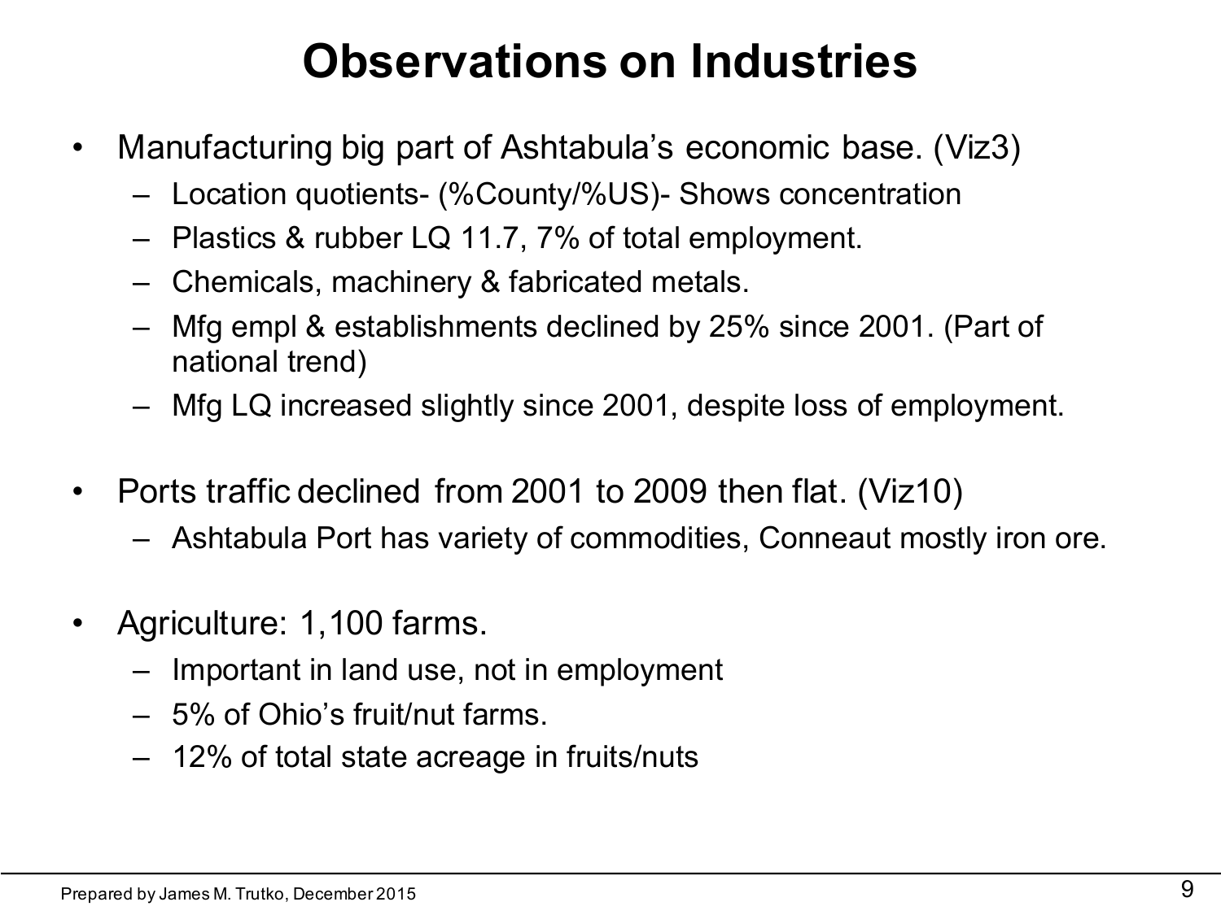# Observations on Industries

- Manufacturing big part of Ashtabula's economic base. (Viz3)
  - Location quotients- (%County/%US)- Shows concentration
  - Plastics & rubber LQ 11.7, 7% of total employment.
  - Chemicals, machinery & fabricated metals.
  - Mfg empl & establishments declined by 25% since 2001. (Part of national trend)
  - Mfg LQ increased slightly since 2001, despite loss of employment.

- Ports traffic declined from 2001 to 2009 then flat. (Viz10)
  - Ashtabula Port has variety of commodities, Conneaut mostly iron ore.

- Agriculture: 1,100 farms.
  - Important in land use, not in employment
  - 5% of Ohio's fruit/nut farms.
  - 12% of total state acreage in fruits/nuts

Prepared by James M. Trutko, December 2015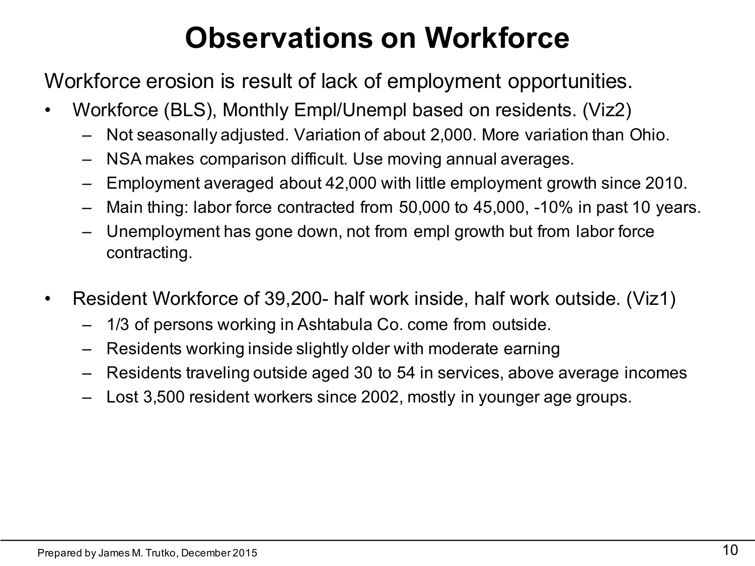# Observations on Workforce

Workforce erosion is result of lack of employment opportunities.

- Workforce (BLS), Monthly Empl/Unempl based on residents. (Viz2)
  - Not seasonally adjusted. Variation of about 2,000. More variation than Ohio.
  - NSA makes comparison difficult. Use moving annual averages.
  - Employment averaged about 42,000 with little employment growth since 2010.
  - Main thing: labor force contracted from 50,000 to 45,000, -10% in past 10 years.
  - Unemployment has gone down, not from empl growth but from labor force contracting.

- Resident Workforce of 39,200- half work inside, half work outside. (Viz1)
  - 1/3 of persons working in Ashtabula Co. come from outside.
  - Residents working inside slightly older with moderate earning
  - Residents traveling outside aged 30 to 54 in services, above average incomes
  - Lost 3,500 resident workers since 2002, mostly in younger age groups.

Prepared by James M. Trutko, December 2015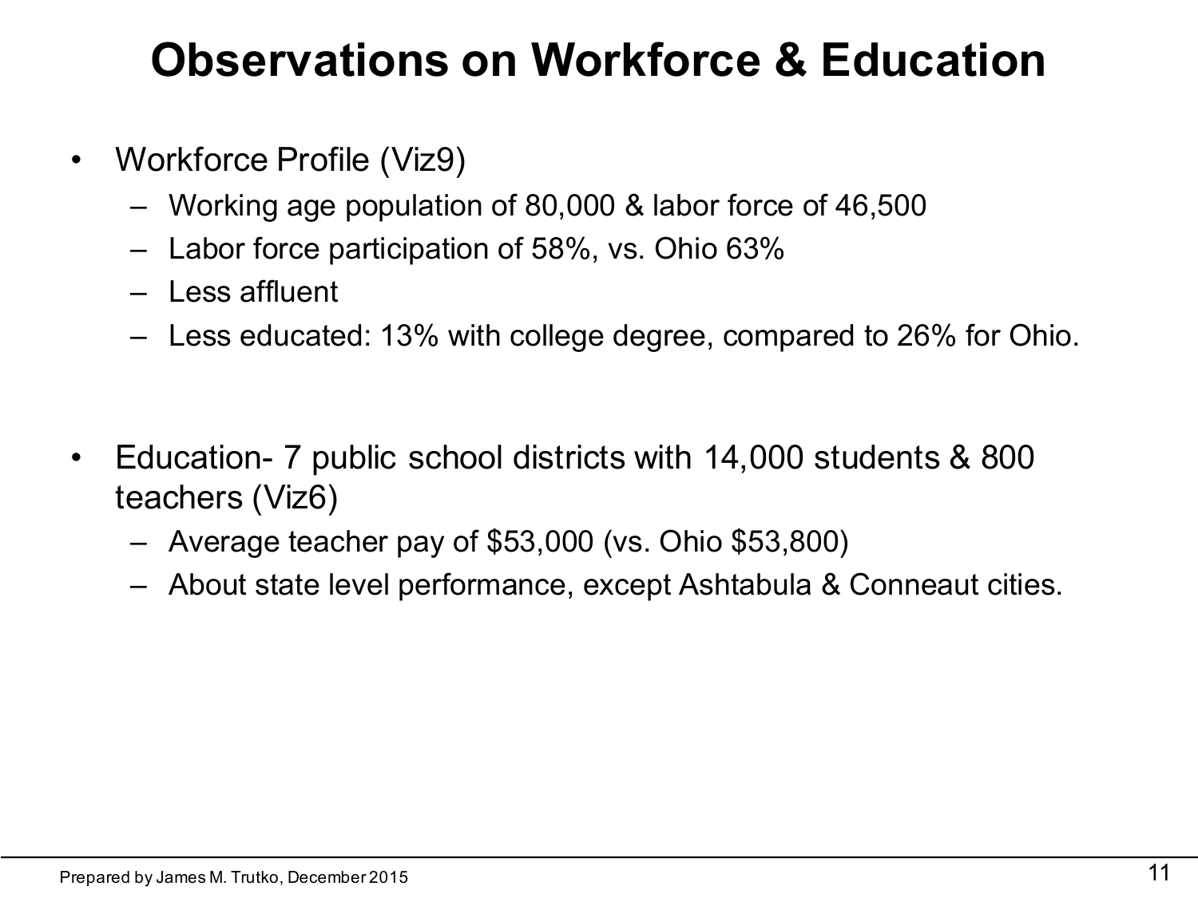# Observations on Workforce & Education

- Workforce Profile (Viz9)
  - Working age population of 80,000 & labor force of 46,500
  - Labor force participation of 58%, vs. Ohio 63%
  - Less affluent
  - Less educated: 13% with college degree, compared to 26% for Ohio.

- Education- 7 public school districts with 14,000 students & 800 teachers (Viz6)
  - Average teacher pay of $53,000 (vs. Ohio $53,800)
  - About state level performance, except Ashtabula & Conneaut cities.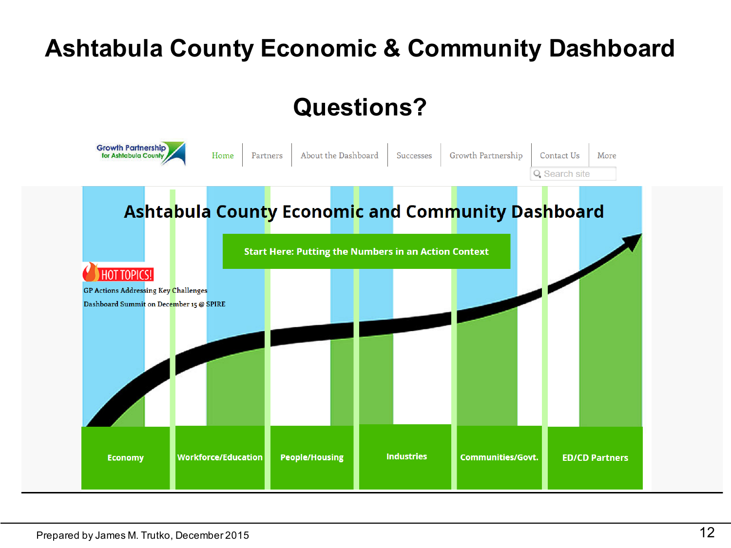# Ashtabula County Economic & Community Dashboard

## Questions?

Growth Partnership for Ashtabula County

Home | Partners | About the Dashboard | Successes | Growth Partnership | Contact Us | More

Search site

Ashtabula County Economic and Community Dashboard

Start Here: Putting the Numbers in an Action Context

HOT TOPICS!

GP Actions Addressing Key Challenges

Dashboard Summit on December 15 @ SPIRE

Economy | Workforce/Education | People/Housing | Industries | Communities/Govt. | ED/CD Partners

Prepared by James M. Trutko, December 2015